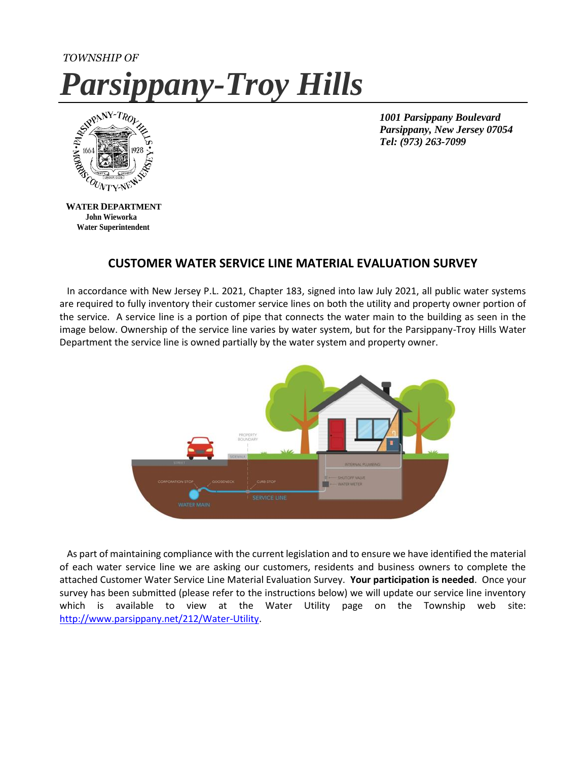*TOWNSHIP OF*

# *Parsippany-Troy Hills*

***1001 Parsippany Boulevard***
***Parsippany, New Jersey 07054***
***Tel: (973) 263-7099***

**WATER DEPARTMENT**
**John Wieworka**
**Water Superintendent**

## CUSTOMER WATER SERVICE LINE MATERIAL EVALUATION SURVEY

In accordance with New Jersey P.L. 2021, Chapter 183, signed into law July 2021, all public water systems are required to fully inventory their customer service lines on both the utility and property owner portion of the service. A service line is a portion of pipe that connects the water main to the building as seen in the image below. Ownership of the service line varies by water system, but for the Parsippany-Troy Hills Water Department the service line is owned partially by the water system and property owner.

As part of maintaining compliance with the current legislation and to ensure we have identified the material of each water service line we are asking our customers, residents and business owners to complete the attached Customer Water Service Line Material Evaluation Survey. **Your participation is needed**. Once your survey has been submitted (please refer to the instructions below) we will update our service line inventory which is available to view at the Water Utility page on the Township web site: http://www.parsippany.net/212/Water-Utility.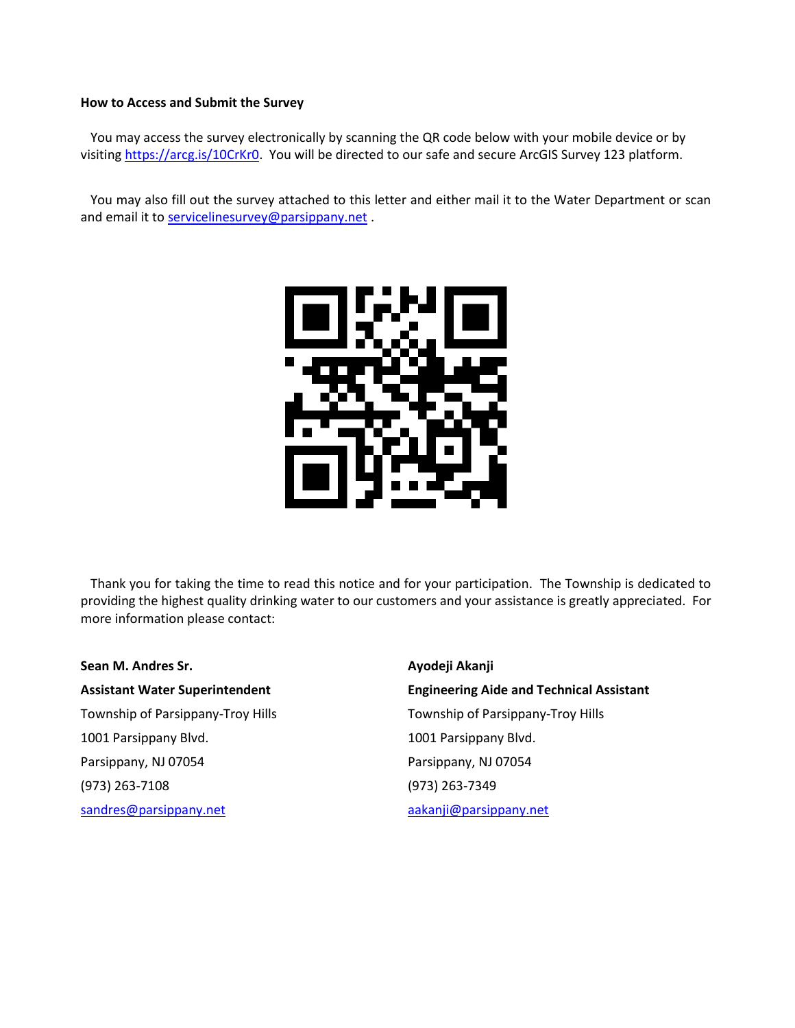**How to Access and Submit the Survey**

You may access the survey electronically by scanning the QR code below with your mobile device or by visiting https://arcg.is/10CrKr0. You will be directed to our safe and secure ArcGIS Survey 123 platform.

You may also fill out the survey attached to this letter and either mail it to the Water Department or scan and email it to servicelinesurvey@parsippany.net .

Thank you for taking the time to read this notice and for your participation. The Township is dedicated to providing the highest quality drinking water to our customers and your assistance is greatly appreciated. For more information please contact:

**Sean M. Andres Sr.**
**Assistant Water Superintendent**
Township of Parsippany-Troy Hills
1001 Parsippany Blvd.
Parsippany, NJ 07054
(973) 263-7108
sandres@parsippany.net

**Ayodeji Akanji**
**Engineering Aide and Technical Assistant**
Township of Parsippany-Troy Hills
1001 Parsippany Blvd.
Parsippany, NJ 07054
(973) 263-7349
aakanji@parsippany.net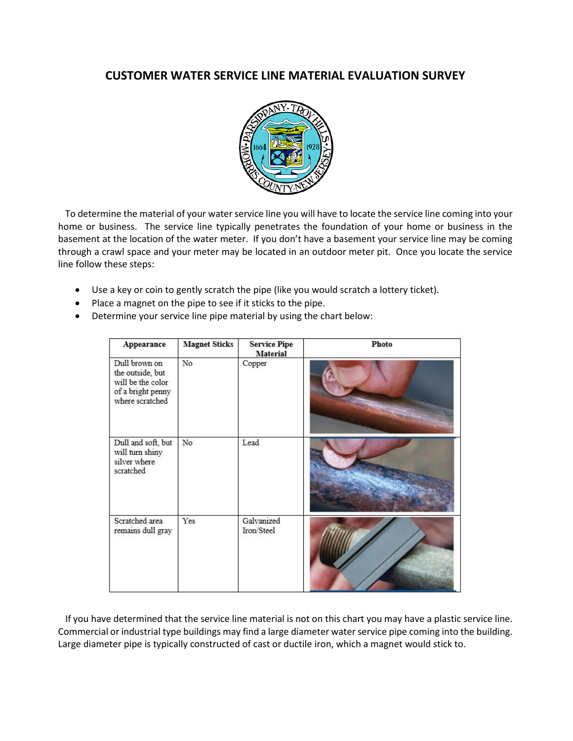# CUSTOMER WATER SERVICE LINE MATERIAL EVALUATION SURVEY

To determine the material of your water service line you will have to locate the service line coming into your home or business. The service line typically penetrates the foundation of your home or business in the basement at the location of the water meter. If you don't have a basement your service line may be coming through a crawl space and your meter may be located in an outdoor meter pit. Once you locate the service line follow these steps:

- Use a key or coin to gently scratch the pipe (like you would scratch a lottery ticket).
- Place a magnet on the pipe to see if it sticks to the pipe.
- Determine your service line pipe material by using the chart below:

| Appearance | Magnet Sticks | Service Pipe Material | Photo |
|---|---|---|---|
| Dull brown on the outside, but will be the color of a bright penny where scratched | No | Copper | |
| Dull and soft, but will turn shiny silver where scratched | No | Lead | |
| Scratched area remains dull gray | Yes | Galvanized Iron/Steel | |

If you have determined that the service line material is not on this chart you may have a plastic service line. Commercial or industrial type buildings may find a large diameter water service pipe coming into the building. Large diameter pipe is typically constructed of cast or ductile iron, which a magnet would stick to.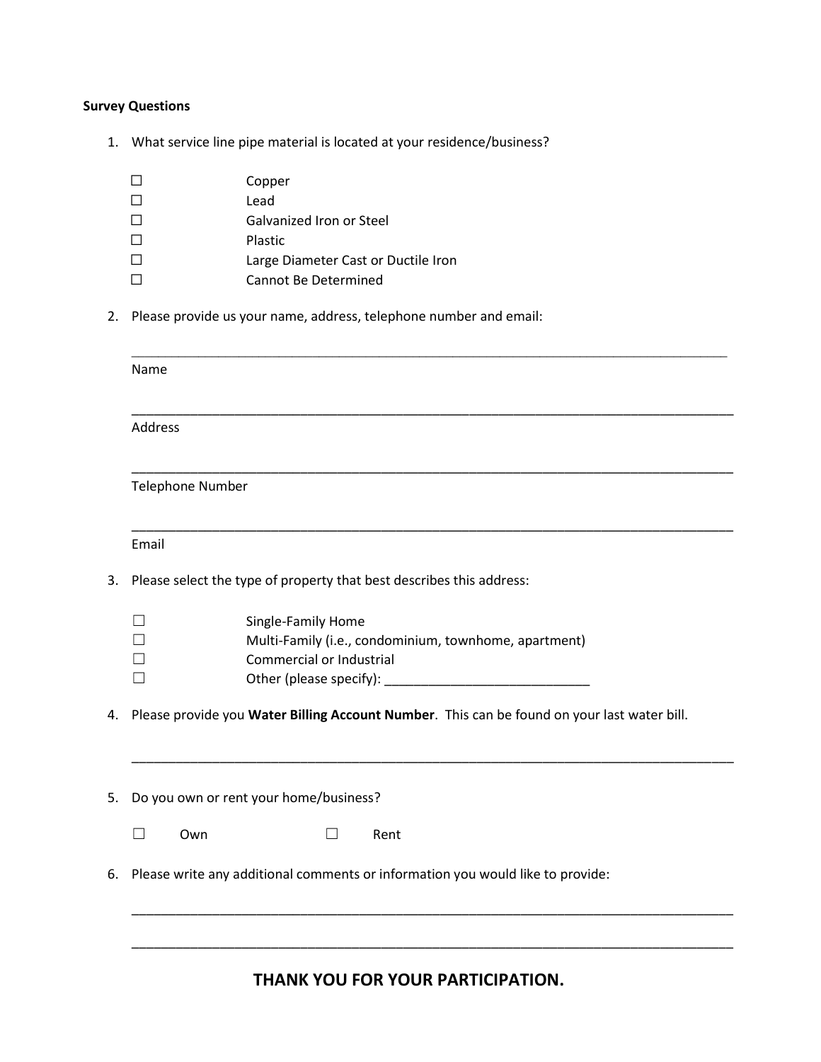**Survey Questions**

1. What service line pipe material is located at your residence/business?

   ☐ Copper
   ☐ Lead
   ☐ Galvanized Iron or Steel
   ☐ Plastic
   ☐ Large Diameter Cast or Ductile Iron
   ☐ Cannot Be Determined

2. Please provide us your name, address, telephone number and email:

   ___________________________________________________________________________
   Name

   ___________________________________________________________________________
   Address

   ___________________________________________________________________________
   Telephone Number

   ___________________________________________________________________________
   Email

3. Please select the type of property that best describes this address:

   ☐ Single-Family Home
   ☐ Multi-Family (i.e., condominium, townhome, apartment)
   ☐ Commercial or Industrial
   ☐ Other (please specify): ____________________________

4. Please provide you **Water Billing Account Number**. This can be found on your last water bill.

   ___________________________________________________________________________

5. Do you own or rent your home/business?

   ☐ Own ☐ Rent

6. Please write any additional comments or information you would like to provide:

   ___________________________________________________________________________

   ___________________________________________________________________________

## THANK YOU FOR YOUR PARTICIPATION.